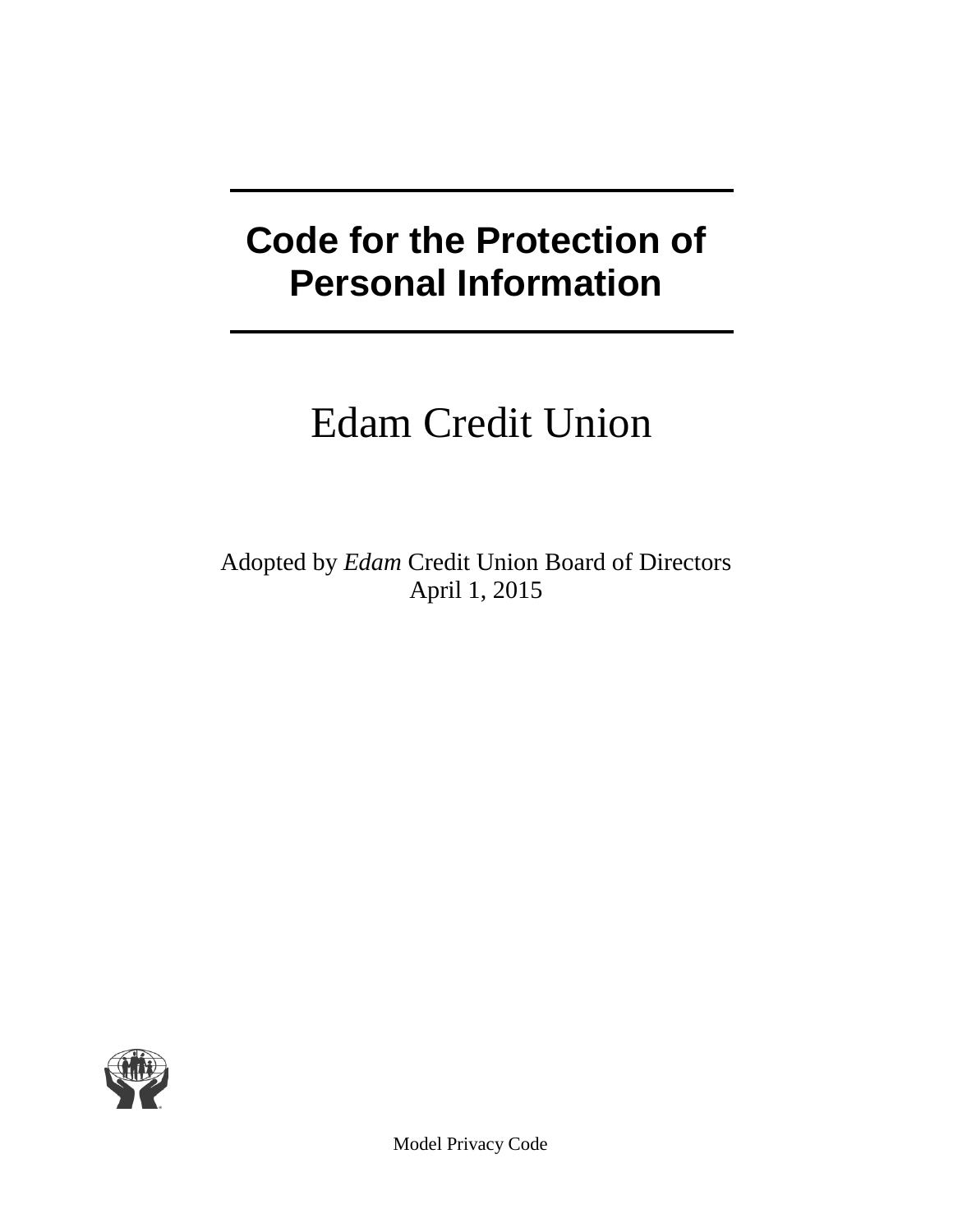# Code for the Protection of Personal Information

## Edam Credit Union

Adopted by *Edam* Credit Union Board of Directors
April 1, 2015

Model Privacy Code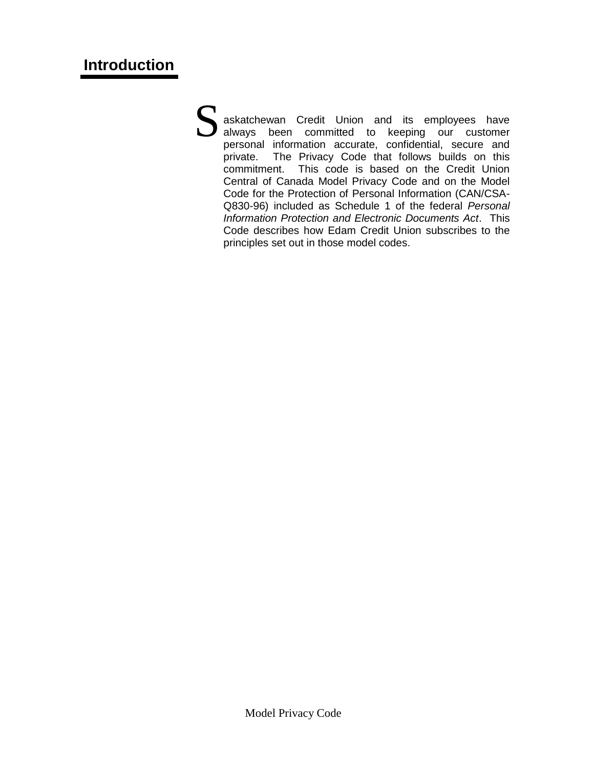## Introduction

Saskatchewan Credit Union and its employees have always been committed to keeping our customer personal information accurate, confidential, secure and private. The Privacy Code that follows builds on this commitment. This code is based on the Credit Union Central of Canada Model Privacy Code and on the Model Code for the Protection of Personal Information (CAN/CSA-Q830-96) included as Schedule 1 of the federal *Personal Information Protection and Electronic Documents Act*. This Code describes how Edam Credit Union subscribes to the principles set out in those model codes.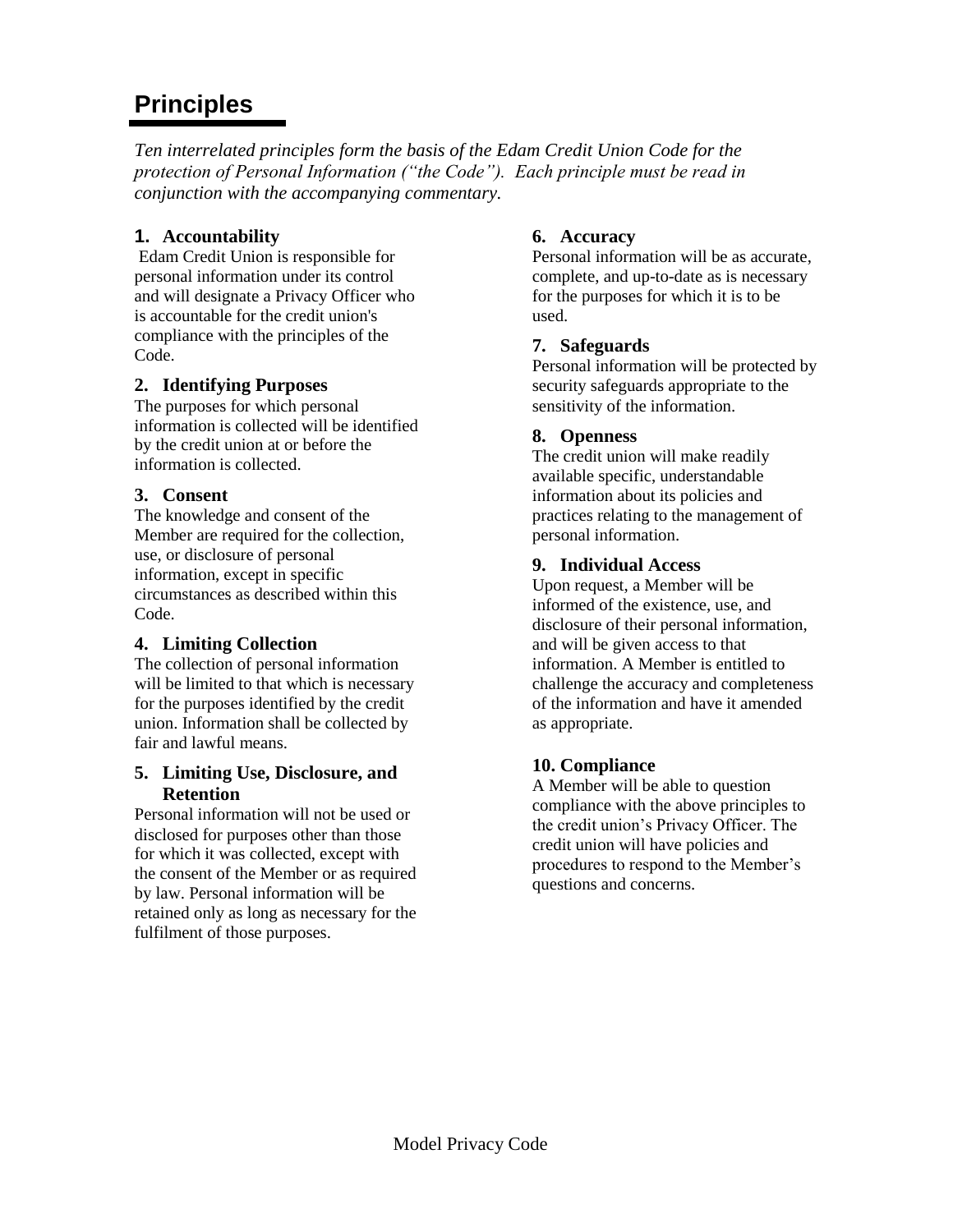# Principles

*Ten interrelated principles form the basis of the Edam Credit Union Code for the protection of Personal Information ("the Code"). Each principle must be read in conjunction with the accompanying commentary.*

### 1. Accountability

Edam Credit Union is responsible for personal information under its control and will designate a Privacy Officer who is accountable for the credit union's compliance with the principles of the Code.

### 2. Identifying Purposes

The purposes for which personal information is collected will be identified by the credit union at or before the information is collected.

### 3. Consent

The knowledge and consent of the Member are required for the collection, use, or disclosure of personal information, except in specific circumstances as described within this Code.

### 4. Limiting Collection

The collection of personal information will be limited to that which is necessary for the purposes identified by the credit union. Information shall be collected by fair and lawful means.

### 5. Limiting Use, Disclosure, and Retention

Personal information will not be used or disclosed for purposes other than those for which it was collected, except with the consent of the Member or as required by law. Personal information will be retained only as long as necessary for the fulfilment of those purposes.

### 6. Accuracy

Personal information will be as accurate, complete, and up-to-date as is necessary for the purposes for which it is to be used.

### 7. Safeguards

Personal information will be protected by security safeguards appropriate to the sensitivity of the information.

### 8. Openness

The credit union will make readily available specific, understandable information about its policies and practices relating to the management of personal information.

### 9. Individual Access

Upon request, a Member will be informed of the existence, use, and disclosure of their personal information, and will be given access to that information. A Member is entitled to challenge the accuracy and completeness of the information and have it amended as appropriate.

### 10. Compliance

A Member will be able to question compliance with the above principles to the credit union's Privacy Officer. The credit union will have policies and procedures to respond to the Member's questions and concerns.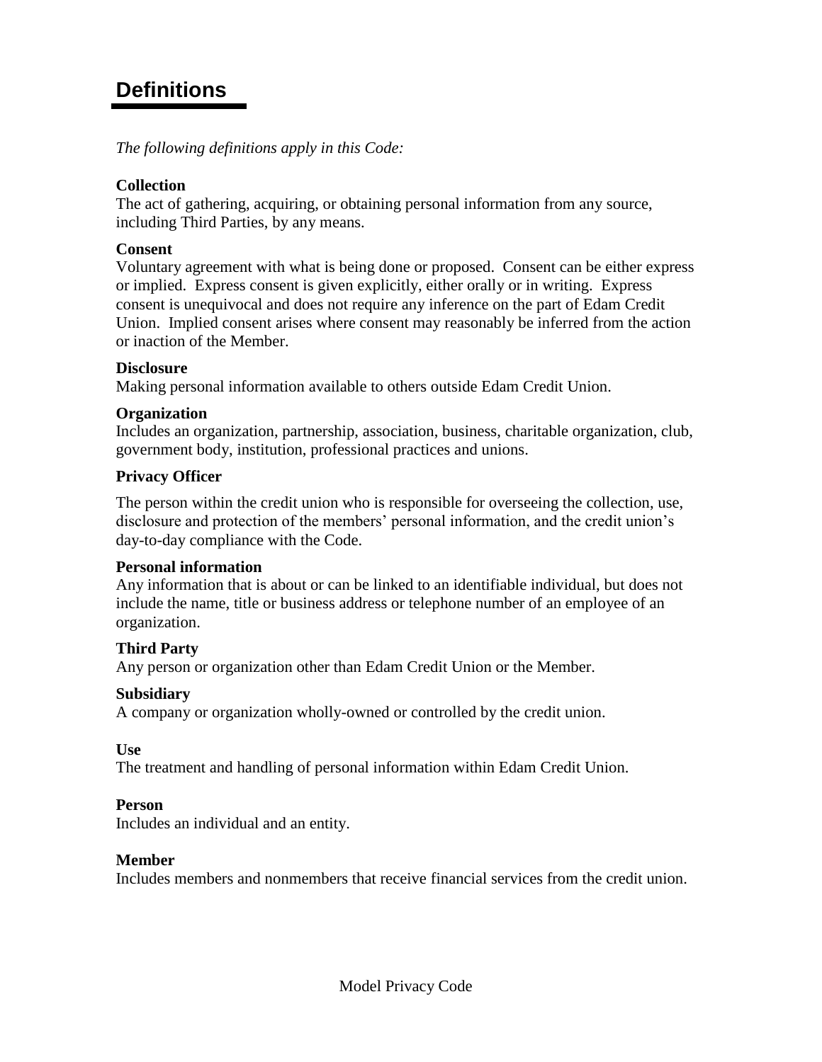# Definitions

*The following definitions apply in this Code:*

**Collection**
The act of gathering, acquiring, or obtaining personal information from any source, including Third Parties, by any means.

**Consent**
Voluntary agreement with what is being done or proposed. Consent can be either express or implied. Express consent is given explicitly, either orally or in writing. Express consent is unequivocal and does not require any inference on the part of Edam Credit Union. Implied consent arises where consent may reasonably be inferred from the action or inaction of the Member.

**Disclosure**
Making personal information available to others outside Edam Credit Union.

**Organization**
Includes an organization, partnership, association, business, charitable organization, club, government body, institution, professional practices and unions.

**Privacy Officer**

The person within the credit union who is responsible for overseeing the collection, use, disclosure and protection of the members' personal information, and the credit union's day-to-day compliance with the Code.

**Personal information**
Any information that is about or can be linked to an identifiable individual, but does not include the name, title or business address or telephone number of an employee of an organization.

**Third Party**
Any person or organization other than Edam Credit Union or the Member.

**Subsidiary**
A company or organization wholly-owned or controlled by the credit union.

**Use**
The treatment and handling of personal information within Edam Credit Union.

**Person**
Includes an individual and an entity.

**Member**
Includes members and nonmembers that receive financial services from the credit union.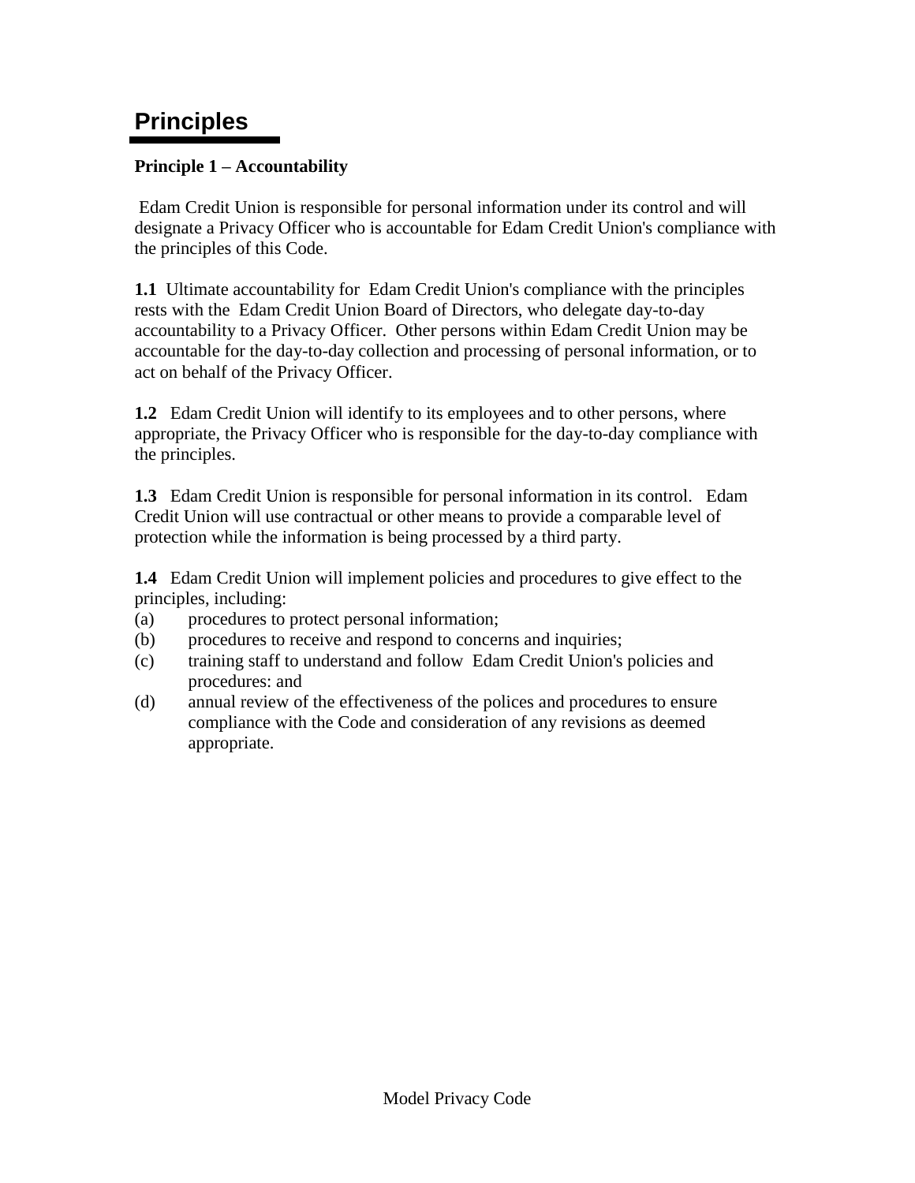# Principles

**Principle 1 – Accountability**

Edam Credit Union is responsible for personal information under its control and will designate a Privacy Officer who is accountable for Edam Credit Union's compliance with the principles of this Code.

**1.1** Ultimate accountability for Edam Credit Union's compliance with the principles rests with the Edam Credit Union Board of Directors, who delegate day-to-day accountability to a Privacy Officer. Other persons within Edam Credit Union may be accountable for the day-to-day collection and processing of personal information, or to act on behalf of the Privacy Officer.

**1.2** Edam Credit Union will identify to its employees and to other persons, where appropriate, the Privacy Officer who is responsible for the day-to-day compliance with the principles.

**1.3** Edam Credit Union is responsible for personal information in its control. Edam Credit Union will use contractual or other means to provide a comparable level of protection while the information is being processed by a third party.

**1.4** Edam Credit Union will implement policies and procedures to give effect to the principles, including:

(a) procedures to protect personal information;

(b) procedures to receive and respond to concerns and inquiries;

(c) training staff to understand and follow Edam Credit Union's policies and procedures: and

(d) annual review of the effectiveness of the polices and procedures to ensure compliance with the Code and consideration of any revisions as deemed appropriate.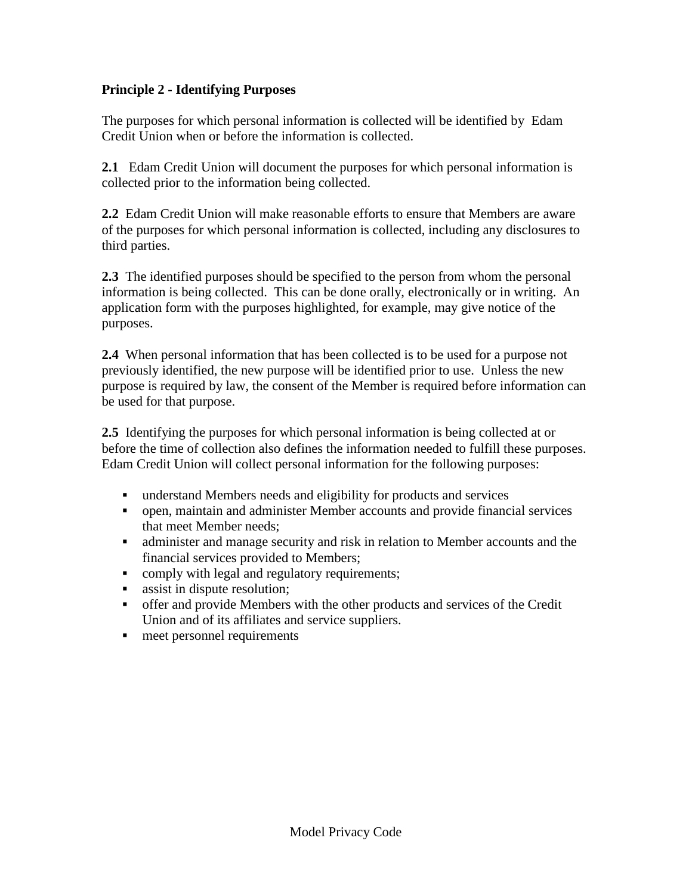**Principle 2 - Identifying Purposes**

The purposes for which personal information is collected will be identified by Edam Credit Union when or before the information is collected.

**2.1** Edam Credit Union will document the purposes for which personal information is collected prior to the information being collected.

**2.2** Edam Credit Union will make reasonable efforts to ensure that Members are aware of the purposes for which personal information is collected, including any disclosures to third parties.

**2.3** The identified purposes should be specified to the person from whom the personal information is being collected. This can be done orally, electronically or in writing. An application form with the purposes highlighted, for example, may give notice of the purposes.

**2.4** When personal information that has been collected is to be used for a purpose not previously identified, the new purpose will be identified prior to use. Unless the new purpose is required by law, the consent of the Member is required before information can be used for that purpose.

**2.5** Identifying the purposes for which personal information is being collected at or before the time of collection also defines the information needed to fulfill these purposes. Edam Credit Union will collect personal information for the following purposes:

- understand Members needs and eligibility for products and services
- open, maintain and administer Member accounts and provide financial services that meet Member needs;
- administer and manage security and risk in relation to Member accounts and the financial services provided to Members;
- comply with legal and regulatory requirements;
- assist in dispute resolution;
- offer and provide Members with the other products and services of the Credit Union and of its affiliates and service suppliers.
- meet personnel requirements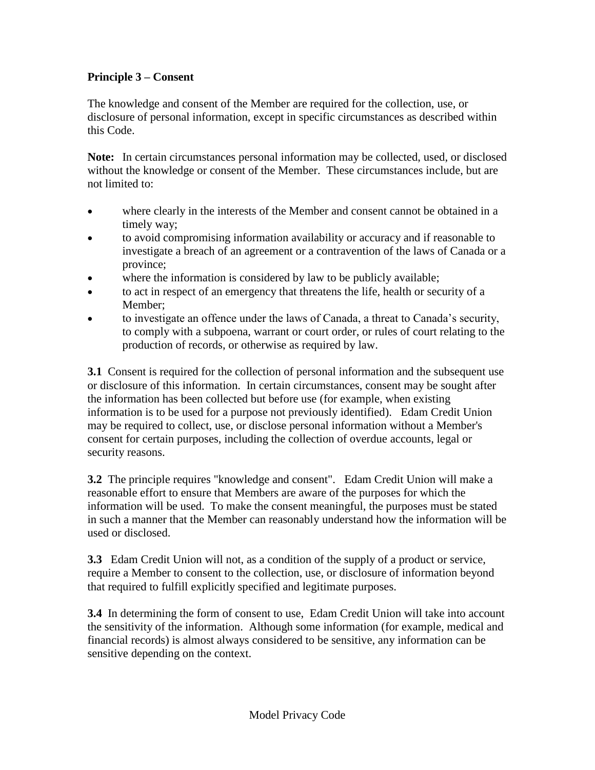**Principle 3 – Consent**

The knowledge and consent of the Member are required for the collection, use, or disclosure of personal information, except in specific circumstances as described within this Code.

**Note:** In certain circumstances personal information may be collected, used, or disclosed without the knowledge or consent of the Member. These circumstances include, but are not limited to:

- where clearly in the interests of the Member and consent cannot be obtained in a timely way;
- to avoid compromising information availability or accuracy and if reasonable to investigate a breach of an agreement or a contravention of the laws of Canada or a province;
- where the information is considered by law to be publicly available;
- to act in respect of an emergency that threatens the life, health or security of a Member;
- to investigate an offence under the laws of Canada, a threat to Canada's security, to comply with a subpoena, warrant or court order, or rules of court relating to the production of records, or otherwise as required by law.

**3.1** Consent is required for the collection of personal information and the subsequent use or disclosure of this information. In certain circumstances, consent may be sought after the information has been collected but before use (for example, when existing information is to be used for a purpose not previously identified). Edam Credit Union may be required to collect, use, or disclose personal information without a Member's consent for certain purposes, including the collection of overdue accounts, legal or security reasons.

**3.2** The principle requires "knowledge and consent". Edam Credit Union will make a reasonable effort to ensure that Members are aware of the purposes for which the information will be used. To make the consent meaningful, the purposes must be stated in such a manner that the Member can reasonably understand how the information will be used or disclosed.

**3.3** Edam Credit Union will not, as a condition of the supply of a product or service, require a Member to consent to the collection, use, or disclosure of information beyond that required to fulfill explicitly specified and legitimate purposes.

**3.4** In determining the form of consent to use, Edam Credit Union will take into account the sensitivity of the information. Although some information (for example, medical and financial records) is almost always considered to be sensitive, any information can be sensitive depending on the context.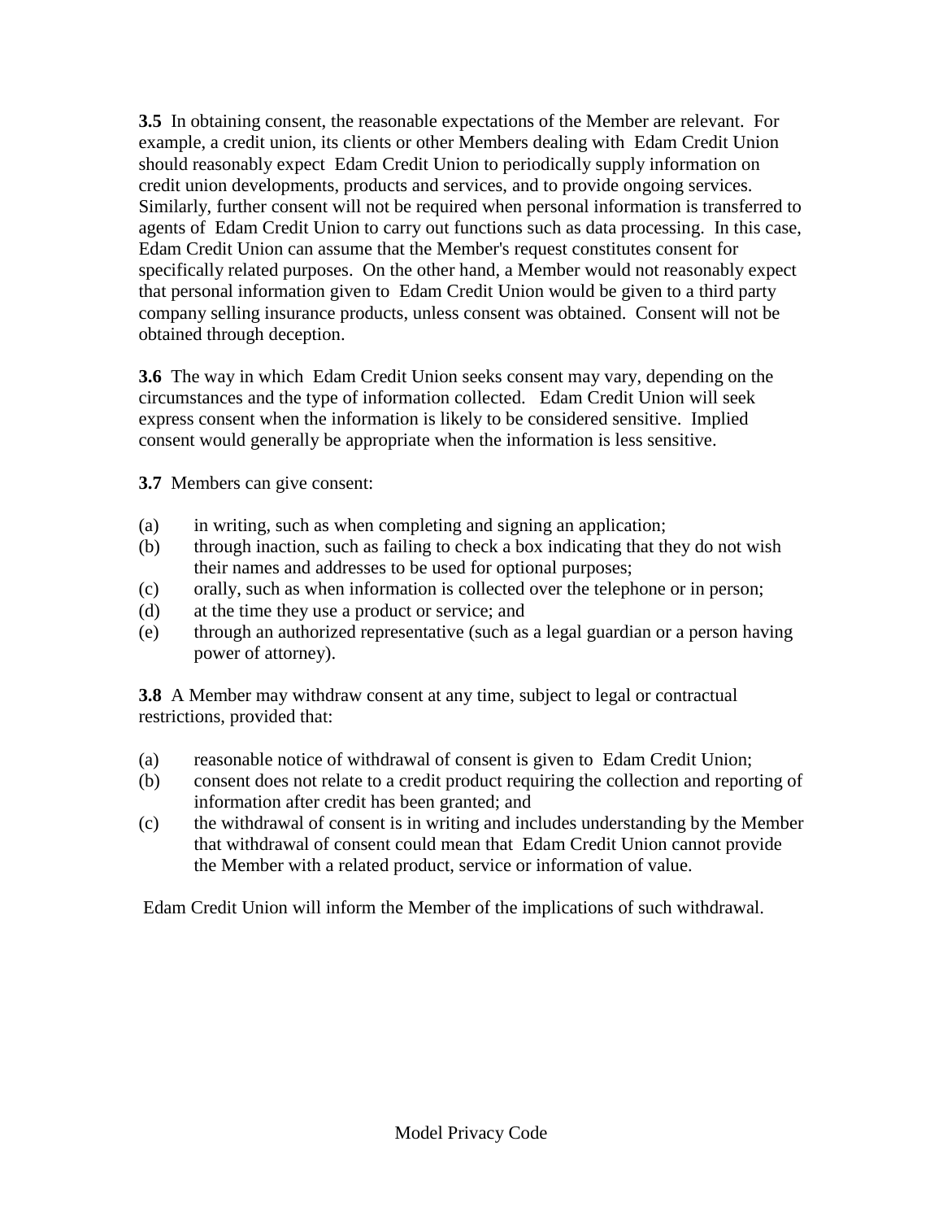**3.5** In obtaining consent, the reasonable expectations of the Member are relevant. For example, a credit union, its clients or other Members dealing with Edam Credit Union should reasonably expect Edam Credit Union to periodically supply information on credit union developments, products and services, and to provide ongoing services. Similarly, further consent will not be required when personal information is transferred to agents of Edam Credit Union to carry out functions such as data processing. In this case, Edam Credit Union can assume that the Member's request constitutes consent for specifically related purposes. On the other hand, a Member would not reasonably expect that personal information given to Edam Credit Union would be given to a third party company selling insurance products, unless consent was obtained. Consent will not be obtained through deception.

**3.6** The way in which Edam Credit Union seeks consent may vary, depending on the circumstances and the type of information collected. Edam Credit Union will seek express consent when the information is likely to be considered sensitive. Implied consent would generally be appropriate when the information is less sensitive.

**3.7** Members can give consent:

(a) in writing, such as when completing and signing an application;
(b) through inaction, such as failing to check a box indicating that they do not wish their names and addresses to be used for optional purposes;
(c) orally, such as when information is collected over the telephone or in person;
(d) at the time they use a product or service; and
(e) through an authorized representative (such as a legal guardian or a person having power of attorney).

**3.8** A Member may withdraw consent at any time, subject to legal or contractual restrictions, provided that:

(a) reasonable notice of withdrawal of consent is given to Edam Credit Union;
(b) consent does not relate to a credit product requiring the collection and reporting of information after credit has been granted; and
(c) the withdrawal of consent is in writing and includes understanding by the Member that withdrawal of consent could mean that Edam Credit Union cannot provide the Member with a related product, service or information of value.

Edam Credit Union will inform the Member of the implications of such withdrawal.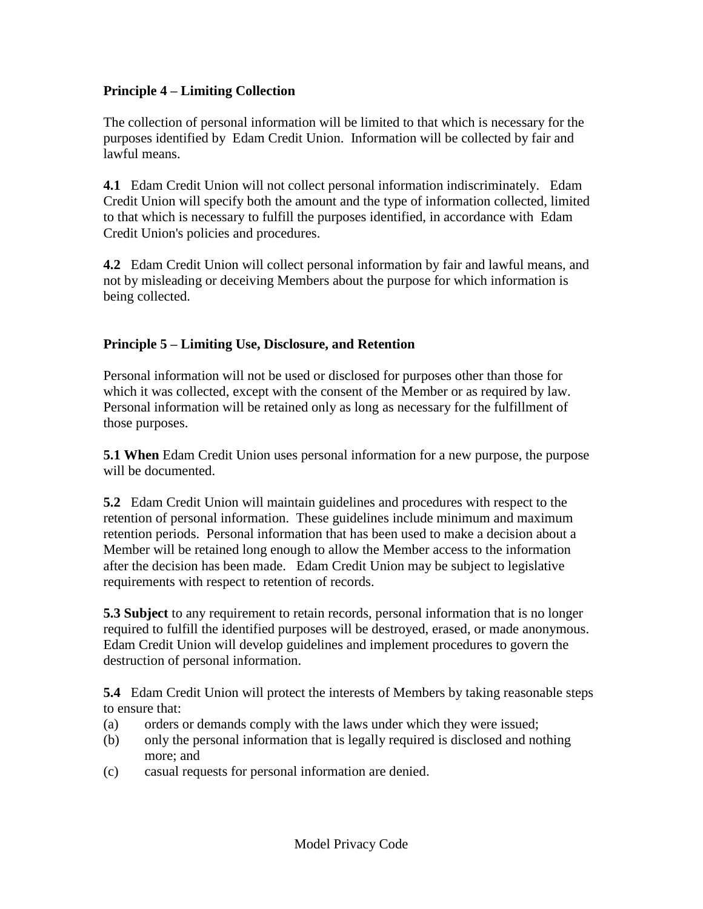**Principle 4 – Limiting Collection**

The collection of personal information will be limited to that which is necessary for the purposes identified by Edam Credit Union. Information will be collected by fair and lawful means.

**4.1** Edam Credit Union will not collect personal information indiscriminately. Edam Credit Union will specify both the amount and the type of information collected, limited to that which is necessary to fulfill the purposes identified, in accordance with Edam Credit Union's policies and procedures.

**4.2** Edam Credit Union will collect personal information by fair and lawful means, and not by misleading or deceiving Members about the purpose for which information is being collected.

**Principle 5 – Limiting Use, Disclosure, and Retention**

Personal information will not be used or disclosed for purposes other than those for which it was collected, except with the consent of the Member or as required by law. Personal information will be retained only as long as necessary for the fulfillment of those purposes.

**5.1 When** Edam Credit Union uses personal information for a new purpose, the purpose will be documented.

**5.2** Edam Credit Union will maintain guidelines and procedures with respect to the retention of personal information. These guidelines include minimum and maximum retention periods. Personal information that has been used to make a decision about a Member will be retained long enough to allow the Member access to the information after the decision has been made. Edam Credit Union may be subject to legislative requirements with respect to retention of records.

**5.3 Subject** to any requirement to retain records, personal information that is no longer required to fulfill the identified purposes will be destroyed, erased, or made anonymous. Edam Credit Union will develop guidelines and implement procedures to govern the destruction of personal information.

**5.4** Edam Credit Union will protect the interests of Members by taking reasonable steps to ensure that:

(a) orders or demands comply with the laws under which they were issued;
(b) only the personal information that is legally required is disclosed and nothing more; and
(c) casual requests for personal information are denied.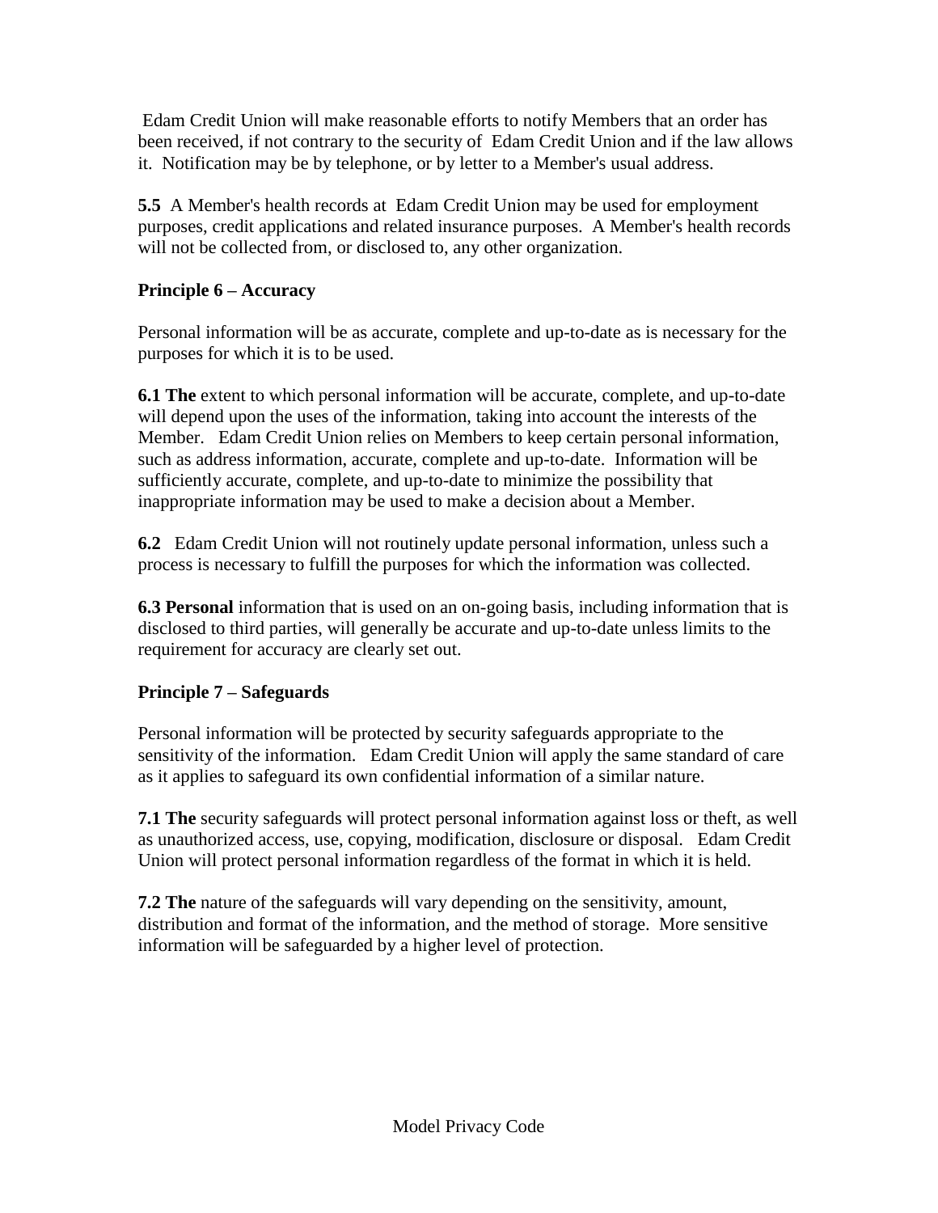Edam Credit Union will make reasonable efforts to notify Members that an order has been received, if not contrary to the security of Edam Credit Union and if the law allows it. Notification may be by telephone, or by letter to a Member's usual address.

**5.5** A Member's health records at Edam Credit Union may be used for employment purposes, credit applications and related insurance purposes. A Member's health records will not be collected from, or disclosed to, any other organization.

**Principle 6 – Accuracy**

Personal information will be as accurate, complete and up-to-date as is necessary for the purposes for which it is to be used.

**6.1 The** extent to which personal information will be accurate, complete, and up-to-date will depend upon the uses of the information, taking into account the interests of the Member. Edam Credit Union relies on Members to keep certain personal information, such as address information, accurate, complete and up-to-date. Information will be sufficiently accurate, complete, and up-to-date to minimize the possibility that inappropriate information may be used to make a decision about a Member.

**6.2** Edam Credit Union will not routinely update personal information, unless such a process is necessary to fulfill the purposes for which the information was collected.

**6.3 Personal** information that is used on an on-going basis, including information that is disclosed to third parties, will generally be accurate and up-to-date unless limits to the requirement for accuracy are clearly set out.

**Principle 7 – Safeguards**

Personal information will be protected by security safeguards appropriate to the sensitivity of the information. Edam Credit Union will apply the same standard of care as it applies to safeguard its own confidential information of a similar nature.

**7.1 The** security safeguards will protect personal information against loss or theft, as well as unauthorized access, use, copying, modification, disclosure or disposal. Edam Credit Union will protect personal information regardless of the format in which it is held.

**7.2 The** nature of the safeguards will vary depending on the sensitivity, amount, distribution and format of the information, and the method of storage. More sensitive information will be safeguarded by a higher level of protection.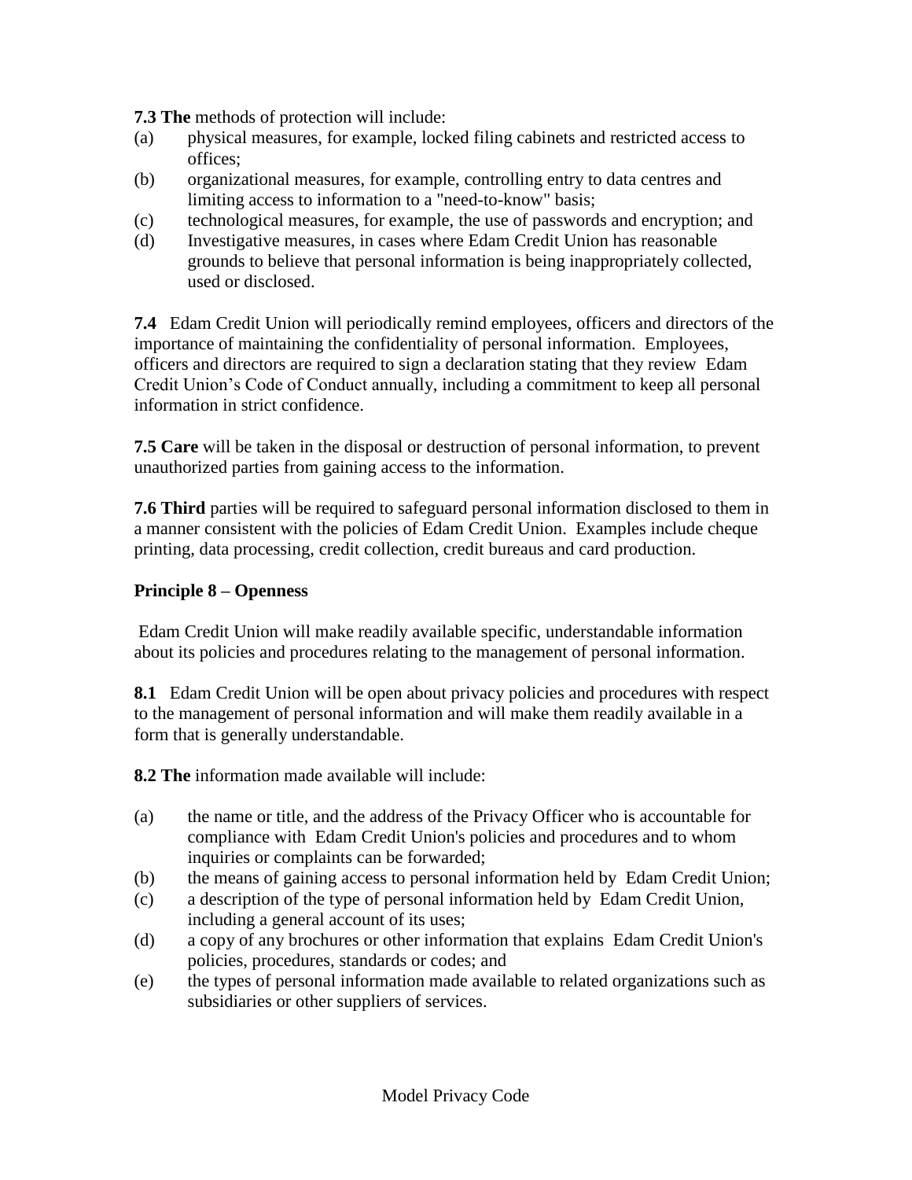**7.3 The** methods of protection will include:

(a) physical measures, for example, locked filing cabinets and restricted access to offices;
(b) organizational measures, for example, controlling entry to data centres and limiting access to information to a "need-to-know" basis;
(c) technological measures, for example, the use of passwords and encryption; and
(d) Investigative measures, in cases where Edam Credit Union has reasonable grounds to believe that personal information is being inappropriately collected, used or disclosed.

**7.4** Edam Credit Union will periodically remind employees, officers and directors of the importance of maintaining the confidentiality of personal information. Employees, officers and directors are required to sign a declaration stating that they review Edam Credit Union's Code of Conduct annually, including a commitment to keep all personal information in strict confidence.

**7.5 Care** will be taken in the disposal or destruction of personal information, to prevent unauthorized parties from gaining access to the information.

**7.6 Third** parties will be required to safeguard personal information disclosed to them in a manner consistent with the policies of Edam Credit Union. Examples include cheque printing, data processing, credit collection, credit bureaus and card production.

**Principle 8 – Openness**

Edam Credit Union will make readily available specific, understandable information about its policies and procedures relating to the management of personal information.

**8.1** Edam Credit Union will be open about privacy policies and procedures with respect to the management of personal information and will make them readily available in a form that is generally understandable.

**8.2 The** information made available will include:

(a) the name or title, and the address of the Privacy Officer who is accountable for compliance with Edam Credit Union's policies and procedures and to whom inquiries or complaints can be forwarded;
(b) the means of gaining access to personal information held by Edam Credit Union;
(c) a description of the type of personal information held by Edam Credit Union, including a general account of its uses;
(d) a copy of any brochures or other information that explains Edam Credit Union's policies, procedures, standards or codes; and
(e) the types of personal information made available to related organizations such as subsidiaries or other suppliers of services.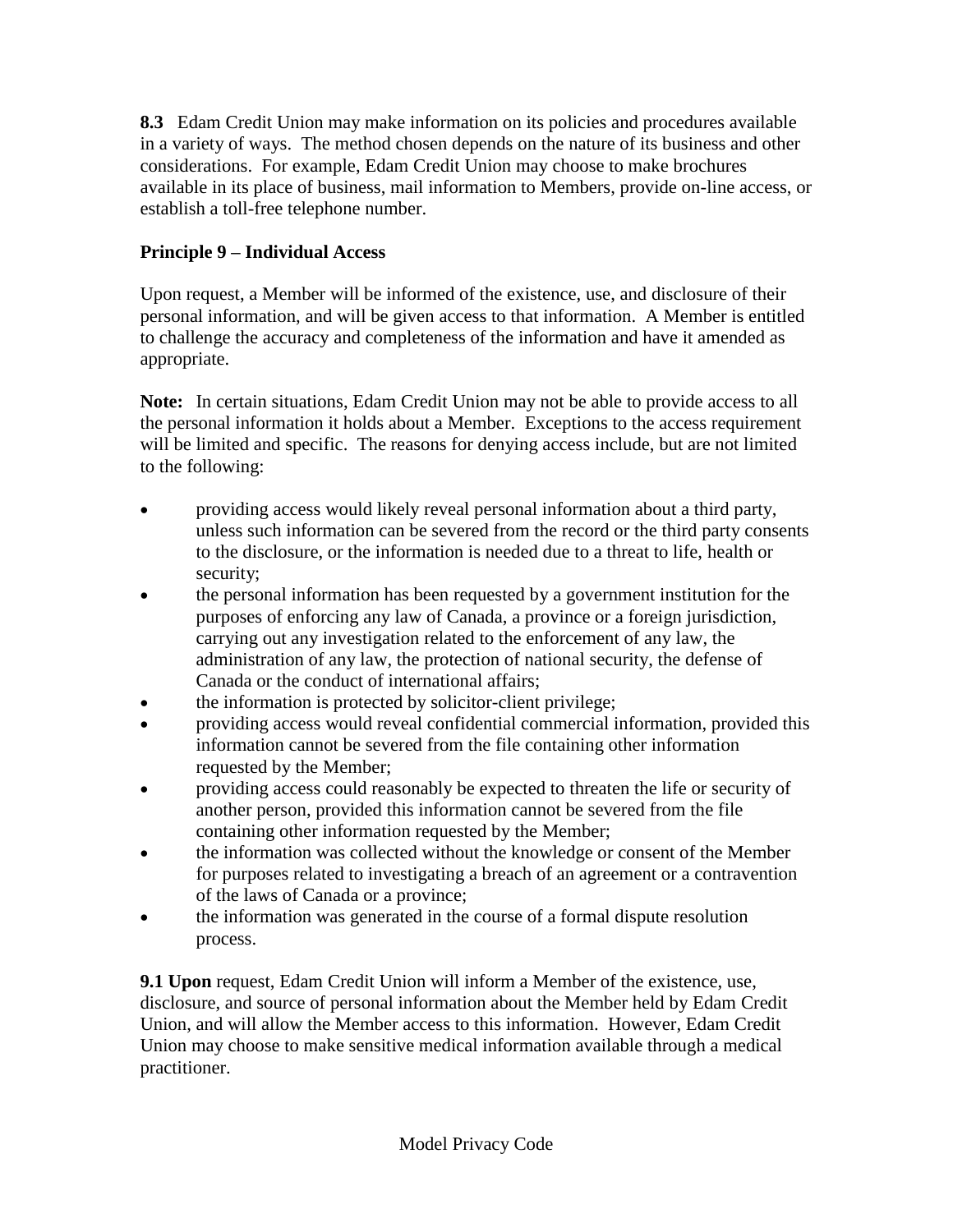**8.3** Edam Credit Union may make information on its policies and procedures available in a variety of ways. The method chosen depends on the nature of its business and other considerations. For example, Edam Credit Union may choose to make brochures available in its place of business, mail information to Members, provide on-line access, or establish a toll-free telephone number.

**Principle 9 – Individual Access**

Upon request, a Member will be informed of the existence, use, and disclosure of their personal information, and will be given access to that information. A Member is entitled to challenge the accuracy and completeness of the information and have it amended as appropriate.

**Note:** In certain situations, Edam Credit Union may not be able to provide access to all the personal information it holds about a Member. Exceptions to the access requirement will be limited and specific. The reasons for denying access include, but are not limited to the following:

- providing access would likely reveal personal information about a third party, unless such information can be severed from the record or the third party consents to the disclosure, or the information is needed due to a threat to life, health or security;
- the personal information has been requested by a government institution for the purposes of enforcing any law of Canada, a province or a foreign jurisdiction, carrying out any investigation related to the enforcement of any law, the administration of any law, the protection of national security, the defense of Canada or the conduct of international affairs;
- the information is protected by solicitor-client privilege;
- providing access would reveal confidential commercial information, provided this information cannot be severed from the file containing other information requested by the Member;
- providing access could reasonably be expected to threaten the life or security of another person, provided this information cannot be severed from the file containing other information requested by the Member;
- the information was collected without the knowledge or consent of the Member for purposes related to investigating a breach of an agreement or a contravention of the laws of Canada or a province;
- the information was generated in the course of a formal dispute resolution process.

**9.1 Upon** request, Edam Credit Union will inform a Member of the existence, use, disclosure, and source of personal information about the Member held by Edam Credit Union, and will allow the Member access to this information. However, Edam Credit Union may choose to make sensitive medical information available through a medical practitioner.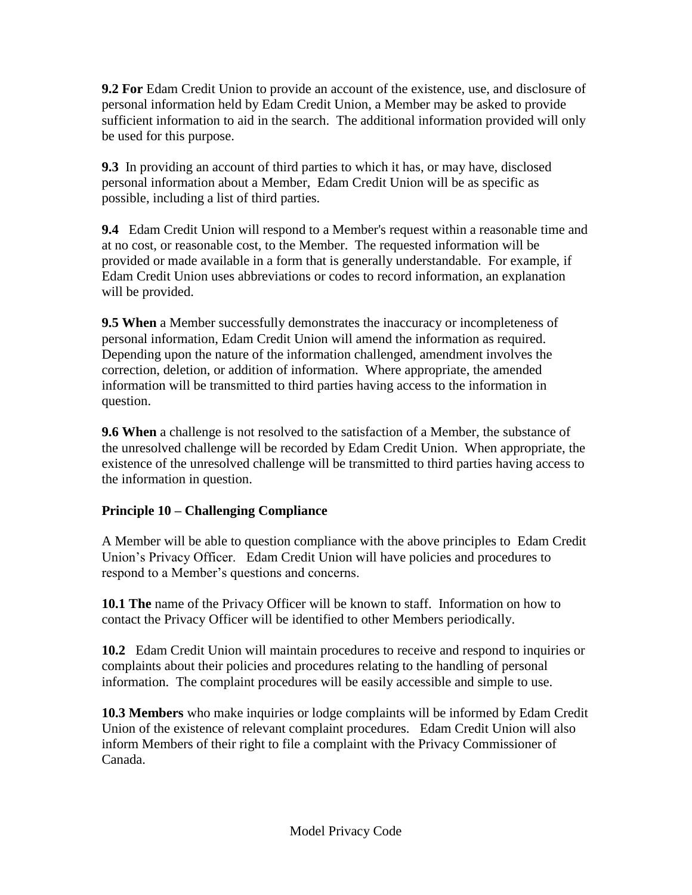**9.2 For** Edam Credit Union to provide an account of the existence, use, and disclosure of personal information held by Edam Credit Union, a Member may be asked to provide sufficient information to aid in the search. The additional information provided will only be used for this purpose.

**9.3** In providing an account of third parties to which it has, or may have, disclosed personal information about a Member, Edam Credit Union will be as specific as possible, including a list of third parties.

**9.4** Edam Credit Union will respond to a Member's request within a reasonable time and at no cost, or reasonable cost, to the Member. The requested information will be provided or made available in a form that is generally understandable. For example, if Edam Credit Union uses abbreviations or codes to record information, an explanation will be provided.

**9.5 When** a Member successfully demonstrates the inaccuracy or incompleteness of personal information, Edam Credit Union will amend the information as required. Depending upon the nature of the information challenged, amendment involves the correction, deletion, or addition of information. Where appropriate, the amended information will be transmitted to third parties having access to the information in question.

**9.6 When** a challenge is not resolved to the satisfaction of a Member, the substance of the unresolved challenge will be recorded by Edam Credit Union. When appropriate, the existence of the unresolved challenge will be transmitted to third parties having access to the information in question.

**Principle 10 – Challenging Compliance**

A Member will be able to question compliance with the above principles to Edam Credit Union's Privacy Officer. Edam Credit Union will have policies and procedures to respond to a Member's questions and concerns.

**10.1 The** name of the Privacy Officer will be known to staff. Information on how to contact the Privacy Officer will be identified to other Members periodically.

**10.2** Edam Credit Union will maintain procedures to receive and respond to inquiries or complaints about their policies and procedures relating to the handling of personal information. The complaint procedures will be easily accessible and simple to use.

**10.3 Members** who make inquiries or lodge complaints will be informed by Edam Credit Union of the existence of relevant complaint procedures. Edam Credit Union will also inform Members of their right to file a complaint with the Privacy Commissioner of Canada.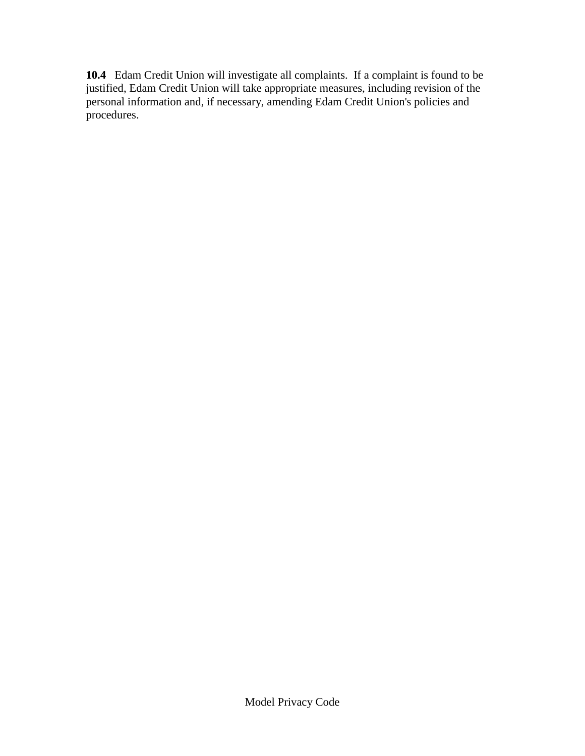**10.4** Edam Credit Union will investigate all complaints. If a complaint is found to be justified, Edam Credit Union will take appropriate measures, including revision of the personal information and, if necessary, amending Edam Credit Union's policies and procedures.